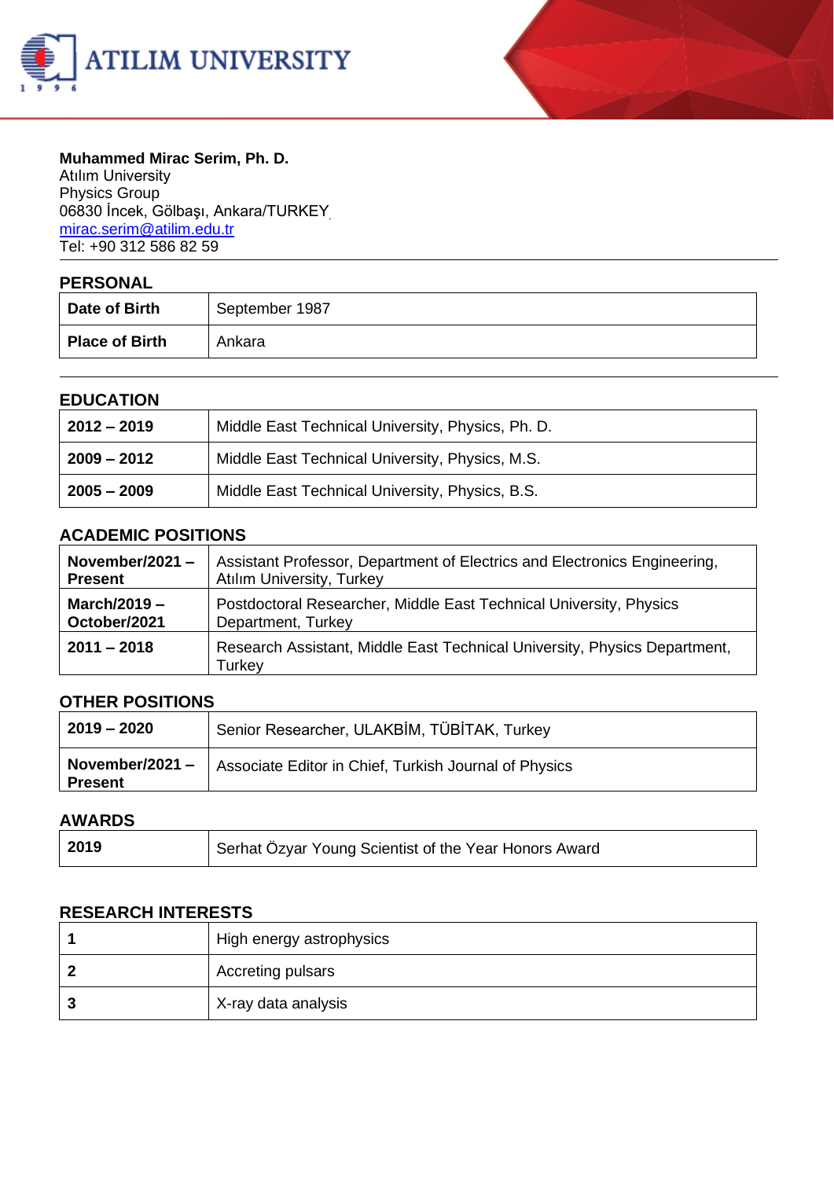ATILIM UNIVERSITY

**Muhammed Mirac Serim, Ph. D.**
Atılım University
Physics Group
06830 İncek, Gölbaşı, Ankara/TURKEY
mirac.serim@atilim.edu.tr
Tel: +90 312 586 82 59

## PERSONAL

| | |
|---|---|
| **Date of Birth** | September 1987 |
| **Place of Birth** | Ankara |

## EDUCATION

| | |
|---|---|
| **2012 – 2019** | Middle East Technical University, Physics, Ph. D. |
| **2009 – 2012** | Middle East Technical University, Physics, M.S. |
| **2005 – 2009** | Middle East Technical University, Physics, B.S. |

## ACADEMIC POSITIONS

| | |
|---|---|
| **November/2021 – Present** | Assistant Professor, Department of Electrics and Electronics Engineering, Atılım University, Turkey |
| **March/2019 – October/2021** | Postdoctoral Researcher, Middle East Technical University, Physics Department, Turkey |
| **2011 – 2018** | Research Assistant, Middle East Technical University, Physics Department, Turkey |

## OTHER POSITIONS

| | |
|---|---|
| **2019 – 2020** | Senior Researcher, ULAKBİM, TÜBİTAK, Turkey |
| **November/2021 – Present** | Associate Editor in Chief, Turkish Journal of Physics |

## AWARDS

| | |
|---|---|
| **2019** | Serhat Özyar Young Scientist of the Year Honors Award |

## RESEARCH INTERESTS

| | |
|---|---|
| **1** | High energy astrophysics |
| **2** | Accreting pulsars |
| **3** | X-ray data analysis |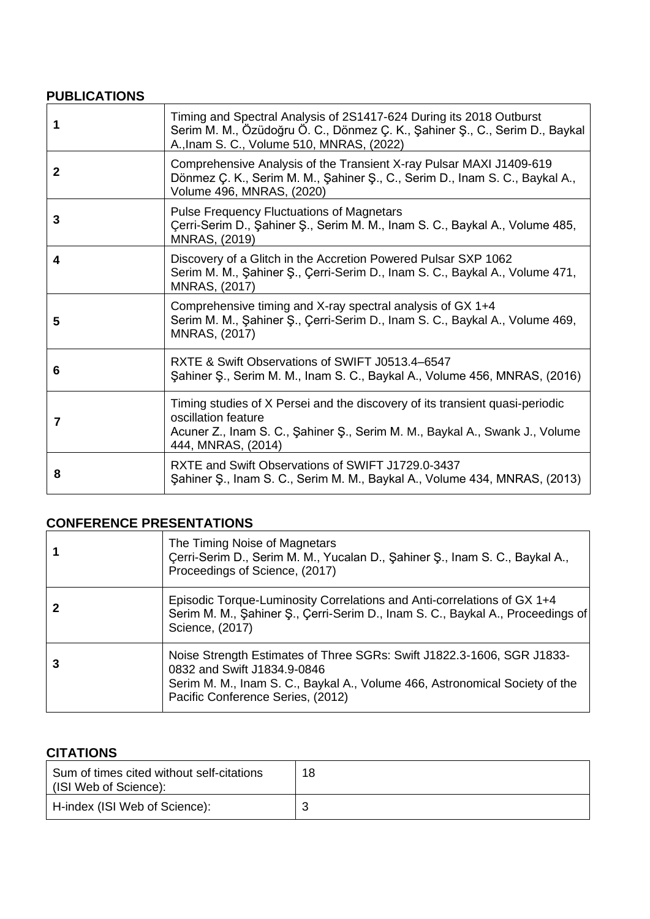## PUBLICATIONS

| | |
|---|---|
| **1** | Timing and Spectral Analysis of 2S1417-624 During its 2018 Outburst<br>Serim M. M., Özüdoğru Ö. C., Dönmez Ç. K., Şahiner Ş., C., Serim D., Baykal A.,Inam S. C., Volume 510, MNRAS, (2022) |
| **2** | Comprehensive Analysis of the Transient X-ray Pulsar MAXI J1409-619<br>Dönmez Ç. K., Serim M. M., Şahiner Ş., C., Serim D., Inam S. C., Baykal A., Volume 496, MNRAS, (2020) |
| **3** | Pulse Frequency Fluctuations of Magnetars<br>Çerri-Serim D., Şahiner Ş., Serim M. M., Inam S. C., Baykal A., Volume 485, MNRAS, (2019) |
| **4** | Discovery of a Glitch in the Accretion Powered Pulsar SXP 1062<br>Serim M. M., Şahiner Ş., Çerri-Serim D., Inam S. C., Baykal A., Volume 471, MNRAS, (2017) |
| **5** | Comprehensive timing and X-ray spectral analysis of GX 1+4<br>Serim M. M., Şahiner Ş., Çerri-Serim D., Inam S. C., Baykal A., Volume 469, MNRAS, (2017) |
| **6** | RXTE & Swift Observations of SWIFT J0513.4–6547<br>Şahiner Ş., Serim M. M., Inam S. C., Baykal A., Volume 456, MNRAS, (2016) |
| **7** | Timing studies of X Persei and the discovery of its transient quasi-periodic oscillation feature<br>Acuner Z., Inam S. C., Şahiner Ş., Serim M. M., Baykal A., Swank J., Volume 444, MNRAS, (2014) |
| **8** | RXTE and Swift Observations of SWIFT J1729.0-3437<br>Şahiner Ş., Inam S. C., Serim M. M., Baykal A., Volume 434, MNRAS, (2013) |

## CONFERENCE PRESENTATIONS

| | |
|---|---|
| **1** | The Timing Noise of Magnetars<br>Çerri-Serim D., Serim M. M., Yucalan D., Şahiner Ş., Inam S. C., Baykal A., Proceedings of Science, (2017) |
| **2** | Episodic Torque-Luminosity Correlations and Anti-correlations of GX 1+4<br>Serim M. M., Şahiner Ş., Çerri-Serim D., Inam S. C., Baykal A., Proceedings of Science, (2017) |
| **3** | Noise Strength Estimates of Three SGRs: Swift J1822.3-1606, SGR J1833-0832 and Swift J1834.9-0846<br>Serim M. M., Inam S. C., Baykal A., Volume 466, Astronomical Society of the Pacific Conference Series, (2012) |

## CITATIONS

| | |
|---|---|
| Sum of times cited without self-citations (ISI Web of Science): | 18 |
| H-index (ISI Web of Science): | 3 |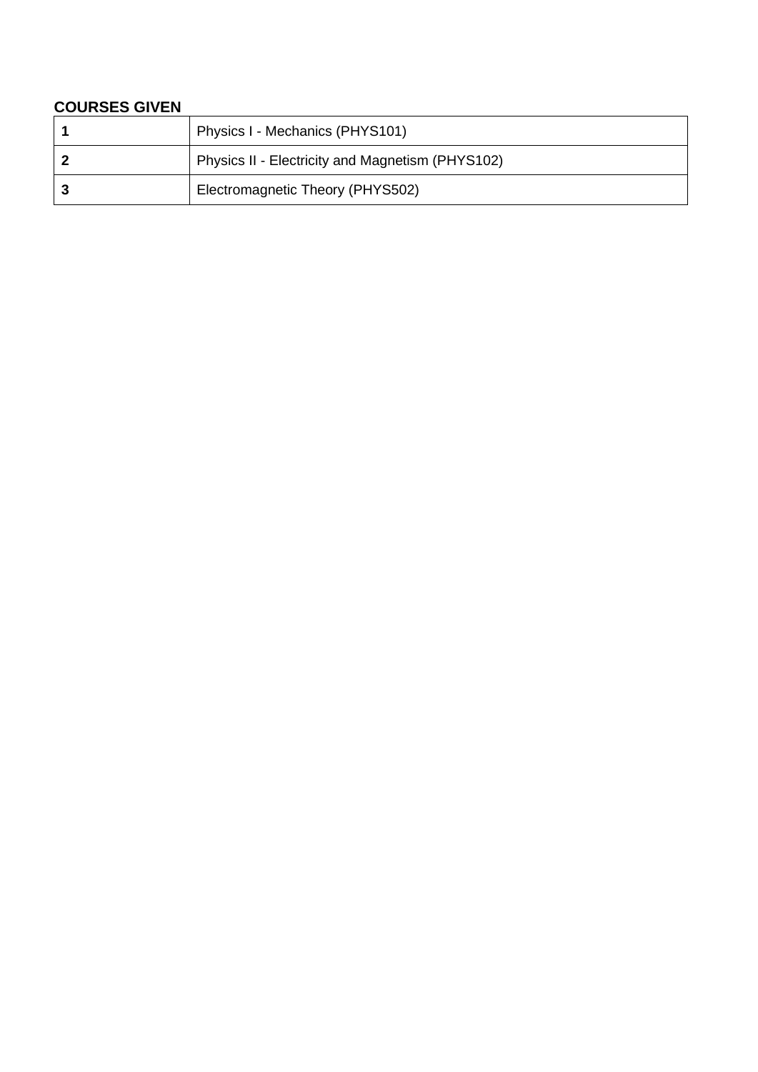**COURSES GIVEN**

| | |
|---|---|
| **1** | Physics I - Mechanics (PHYS101) |
| **2** | Physics II - Electricity and Magnetism (PHYS102) |
| **3** | Electromagnetic Theory (PHYS502) |